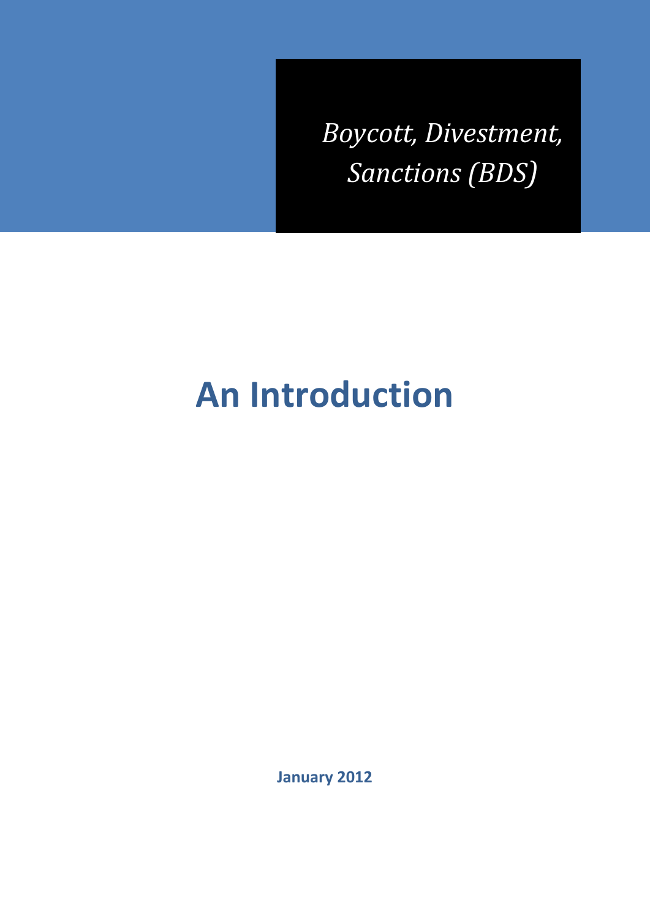*Boycott, Divestment, Sanctions (BDS)*

# An Introduction

**January 2012**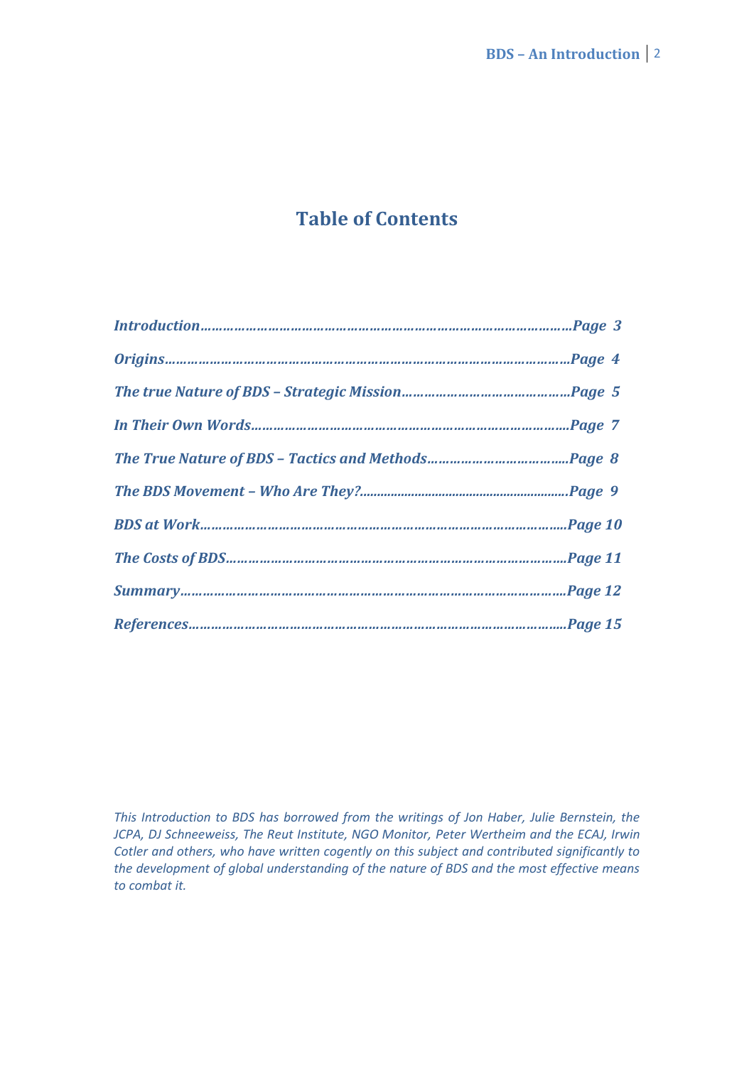# Table of Contents

*Introduction……………………………………………………………………………………Page 3*

*Origins…………………………………………………………………………………………Page 4*

*The true Nature of BDS – Strategic Mission………………………………………Page 5*

*In Their Own Words…………………………………………………………………….Page 7*

*The True Nature of BDS – Tactics and Methods……………………………….Page 8*

*The BDS Movement – Who Are They?.........................................................Page 9*

*BDS at Work……………………………………………………………………………….Page 10*

*The Costs of BDS………………………………………………………………………..Page 11*

*Summary…………………………………………………………………………………….Page 12*

*References………………………………………………………………………………….Page 15*

*This Introduction to BDS has borrowed from the writings of Jon Haber, Julie Bernstein, the JCPA, DJ Schneeweiss, The Reut Institute, NGO Monitor, Peter Wertheim and the ECAJ, Irwin Cotler and others, who have written cogently on this subject and contributed significantly to the development of global understanding of the nature of BDS and the most effective means to combat it.*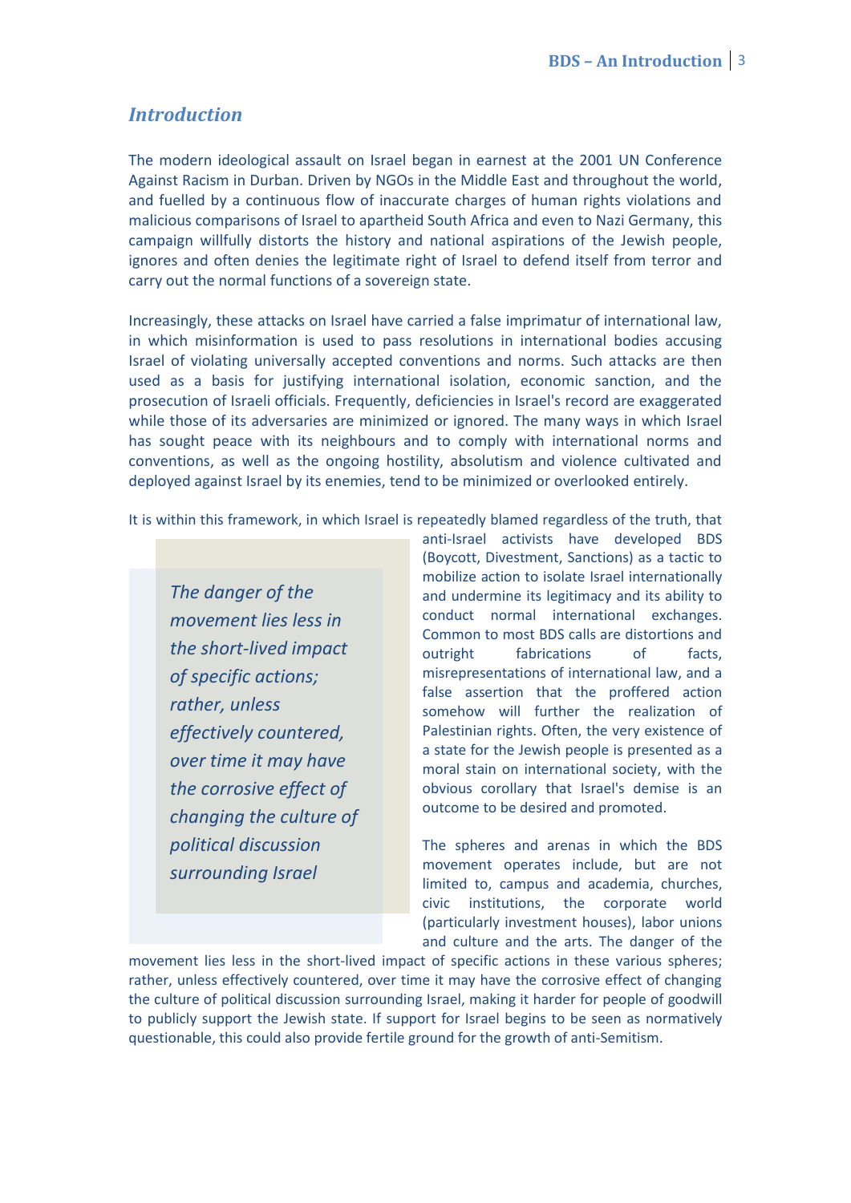## *Introduction*

The modern ideological assault on Israel began in earnest at the 2001 UN Conference Against Racism in Durban. Driven by NGOs in the Middle East and throughout the world, and fuelled by a continuous flow of inaccurate charges of human rights violations and malicious comparisons of Israel to apartheid South Africa and even to Nazi Germany, this campaign willfully distorts the history and national aspirations of the Jewish people, ignores and often denies the legitimate right of Israel to defend itself from terror and carry out the normal functions of a sovereign state.

Increasingly, these attacks on Israel have carried a false imprimatur of international law, in which misinformation is used to pass resolutions in international bodies accusing Israel of violating universally accepted conventions and norms. Such attacks are then used as a basis for justifying international isolation, economic sanction, and the prosecution of Israeli officials. Frequently, deficiencies in Israel's record are exaggerated while those of its adversaries are minimized or ignored. The many ways in which Israel has sought peace with its neighbours and to comply with international norms and conventions, as well as the ongoing hostility, absolutism and violence cultivated and deployed against Israel by its enemies, tend to be minimized or overlooked entirely.

It is within this framework, in which Israel is repeatedly blamed regardless of the truth, that anti-Israel activists have developed BDS (Boycott, Divestment, Sanctions) as a tactic to mobilize action to isolate Israel internationally and undermine its legitimacy and its ability to conduct normal international exchanges. Common to most BDS calls are distortions and outright fabrications of facts, misrepresentations of international law, and a false assertion that the proffered action somehow will further the realization of Palestinian rights. Often, the very existence of a state for the Jewish people is presented as a moral stain on international society, with the obvious corollary that Israel's demise is an outcome to be desired and promoted.

> *The danger of the movement lies less in the short-lived impact of specific actions; rather, unless effectively countered, over time it may have the corrosive effect of changing the culture of political discussion surrounding Israel*

The spheres and arenas in which the BDS movement operates include, but are not limited to, campus and academia, churches, civic institutions, the corporate world (particularly investment houses), labor unions and culture and the arts. The danger of the movement lies less in the short-lived impact of specific actions in these various spheres; rather, unless effectively countered, over time it may have the corrosive effect of changing the culture of political discussion surrounding Israel, making it harder for people of goodwill to publicly support the Jewish state. If support for Israel begins to be seen as normatively questionable, this could also provide fertile ground for the growth of anti-Semitism.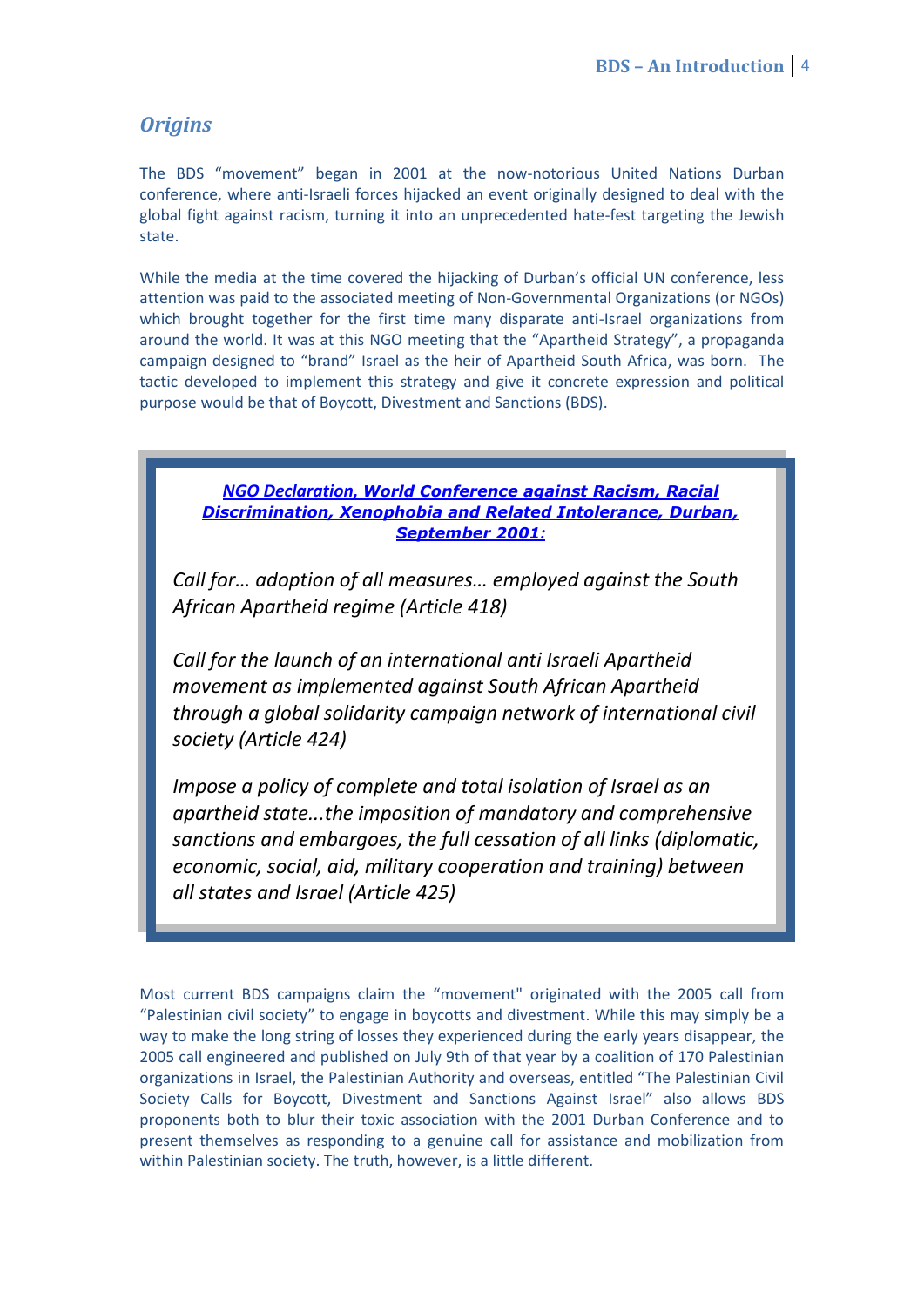## *Origins*

The BDS "movement" began in 2001 at the now-notorious United Nations Durban conference, where anti-Israeli forces hijacked an event originally designed to deal with the global fight against racism, turning it into an unprecedented hate-fest targeting the Jewish state.

While the media at the time covered the hijacking of Durban's official UN conference, less attention was paid to the associated meeting of Non-Governmental Organizations (or NGOs) which brought together for the first time many disparate anti-Israel organizations from around the world. It was at this NGO meeting that the "Apartheid Strategy", a propaganda campaign designed to "brand" Israel as the heir of Apartheid South Africa, was born. The tactic developed to implement this strategy and give it concrete expression and political purpose would be that of Boycott, Divestment and Sanctions (BDS).

> ***NGO Declaration, World Conference against Racism, Racial Discrimination, Xenophobia and Related Intolerance, Durban, September 2001:***
>
> *Call for… adoption of all measures… employed against the South African Apartheid regime (Article 418)*
>
> *Call for the launch of an international anti Israeli Apartheid movement as implemented against South African Apartheid through a global solidarity campaign network of international civil society (Article 424)*
>
> *Impose a policy of complete and total isolation of Israel as an apartheid state...the imposition of mandatory and comprehensive sanctions and embargoes, the full cessation of all links (diplomatic, economic, social, aid, military cooperation and training) between all states and Israel (Article 425)*

Most current BDS campaigns claim the "movement" originated with the 2005 call from "Palestinian civil society" to engage in boycotts and divestment. While this may simply be a way to make the long string of losses they experienced during the early years disappear, the 2005 call engineered and published on July 9th of that year by a coalition of 170 Palestinian organizations in Israel, the Palestinian Authority and overseas, entitled "The Palestinian Civil Society Calls for Boycott, Divestment and Sanctions Against Israel" also allows BDS proponents both to blur their toxic association with the 2001 Durban Conference and to present themselves as responding to a genuine call for assistance and mobilization from within Palestinian society. The truth, however, is a little different.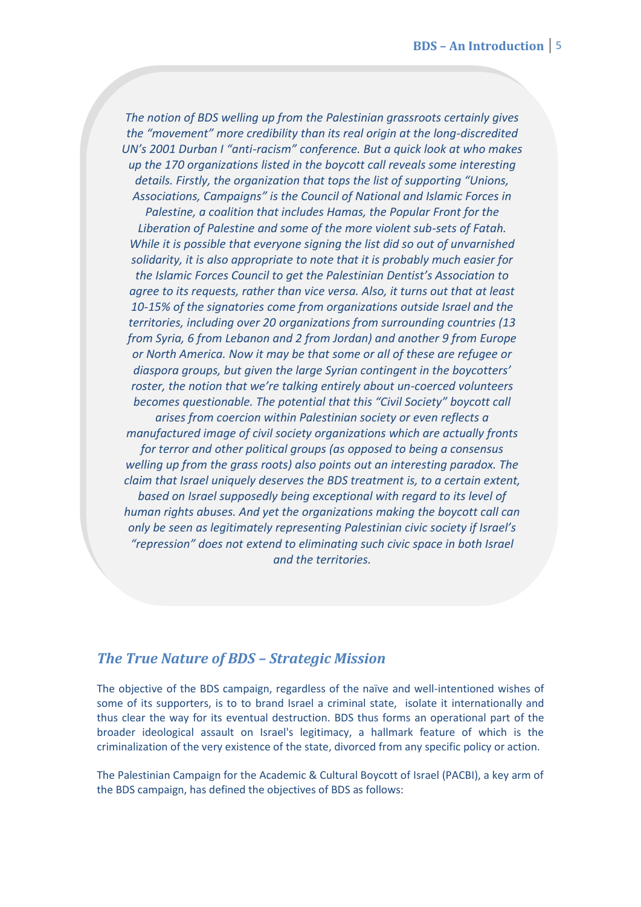*The notion of BDS welling up from the Palestinian grassroots certainly gives the "movement" more credibility than its real origin at the long-discredited UN's 2001 Durban I "anti-racism" conference. But a quick look at who makes up the 170 organizations listed in the boycott call reveals some interesting details. Firstly, the organization that tops the list of supporting "Unions, Associations, Campaigns" is the Council of National and Islamic Forces in Palestine, a coalition that includes Hamas, the Popular Front for the Liberation of Palestine and some of the more violent sub-sets of Fatah. While it is possible that everyone signing the list did so out of unvarnished solidarity, it is also appropriate to note that it is probably much easier for the Islamic Forces Council to get the Palestinian Dentist's Association to agree to its requests, rather than vice versa. Also, it turns out that at least 10-15% of the signatories come from organizations outside Israel and the territories, including over 20 organizations from surrounding countries (13 from Syria, 6 from Lebanon and 2 from Jordan) and another 9 from Europe or North America. Now it may be that some or all of these are refugee or diaspora groups, but given the large Syrian contingent in the boycotters' roster, the notion that we're talking entirely about un-coerced volunteers becomes questionable. The potential that this "Civil Society" boycott call arises from coercion within Palestinian society or even reflects a manufactured image of civil society organizations which are actually fronts for terror and other political groups (as opposed to being a consensus welling up from the grass roots) also points out an interesting paradox. The claim that Israel uniquely deserves the BDS treatment is, to a certain extent, based on Israel supposedly being exceptional with regard to its level of human rights abuses. And yet the organizations making the boycott call can only be seen as legitimately representing Palestinian civic society if Israel's "repression" does not extend to eliminating such civic space in both Israel and the territories.*

## *The True Nature of BDS – Strategic Mission*

The objective of the BDS campaign, regardless of the naïve and well-intentioned wishes of some of its supporters, is to to brand Israel a criminal state, isolate it internationally and thus clear the way for its eventual destruction. BDS thus forms an operational part of the broader ideological assault on Israel's legitimacy, a hallmark feature of which is the criminalization of the very existence of the state, divorced from any specific policy or action.

The Palestinian Campaign for the Academic & Cultural Boycott of Israel (PACBI), a key arm of the BDS campaign, has defined the objectives of BDS as follows: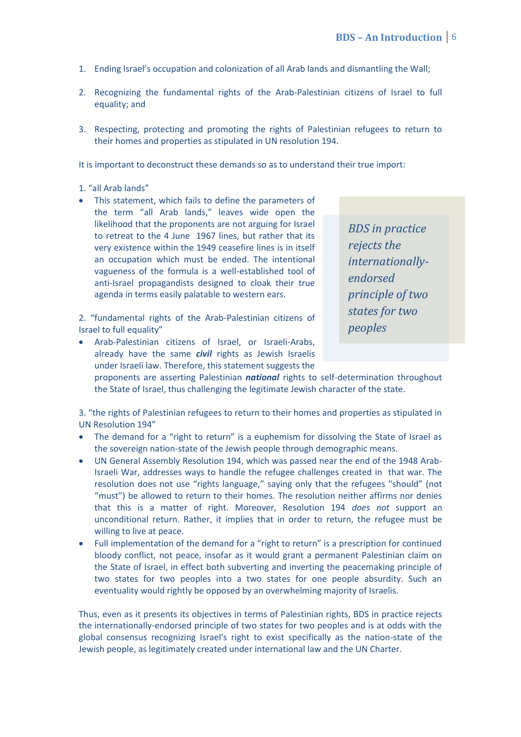1. Ending Israel's occupation and colonization of all Arab lands and dismantling the Wall;

2. Recognizing the fundamental rights of the Arab-Palestinian citizens of Israel to full equality; and

3. Respecting, protecting and promoting the rights of Palestinian refugees to return to their homes and properties as stipulated in UN resolution 194.

It is important to deconstruct these demands so as to understand their true import:

1. "all Arab lands"

- This statement, which fails to define the parameters of the term "all Arab lands," leaves wide open the likelihood that the proponents are not arguing for Israel to retreat to the 4 June 1967 lines, but rather that its very existence within the 1949 ceasefire lines is in itself an occupation which must be ended. The intentional vagueness of the formula is a well-established tool of anti-Israel propagandists designed to cloak their true agenda in terms easily palatable to western ears.

> *BDS in practice rejects the internationally-endorsed principle of two states for two peoples*

2. "fundamental rights of the Arab-Palestinian citizens of Israel to full equality"

- Arab-Palestinian citizens of Israel, or Israeli-Arabs, already have the same ***civil*** rights as Jewish Israelis under Israeli law. Therefore, this statement suggests the proponents are asserting Palestinian ***national*** rights to self-determination throughout the State of Israel, thus challenging the legitimate Jewish character of the state.

3. "the rights of Palestinian refugees to return to their homes and properties as stipulated in UN Resolution 194"

- The demand for a "right to return" is a euphemism for dissolving the State of Israel as the sovereign nation-state of the Jewish people through demographic means.
- UN General Assembly Resolution 194, which was passed near the end of the 1948 Arab-Israeli War, addresses ways to handle the refugee challenges created in that war. The resolution does not use "rights language," saying only that the refugees "should" (not "must") be allowed to return to their homes. The resolution neither affirms nor denies that this is a matter of right. Moreover, Resolution 194 *does not* support an unconditional return. Rather, it implies that in order to return, the refugee must be willing to live at peace.
- Full implementation of the demand for a "right to return" is a prescription for continued bloody conflict, not peace, insofar as it would grant a permanent Palestinian claim on the State of Israel, in effect both subverting and inverting the peacemaking principle of two states for two peoples into a two states for one people absurdity. Such an eventuality would rightly be opposed by an overwhelming majority of Israelis.

Thus, even as it presents its objectives in terms of Palestinian rights, BDS in practice rejects the internationally-endorsed principle of two states for two peoples and is at odds with the global consensus recognizing Israel's right to exist specifically as the nation-state of the Jewish people, as legitimately created under international law and the UN Charter.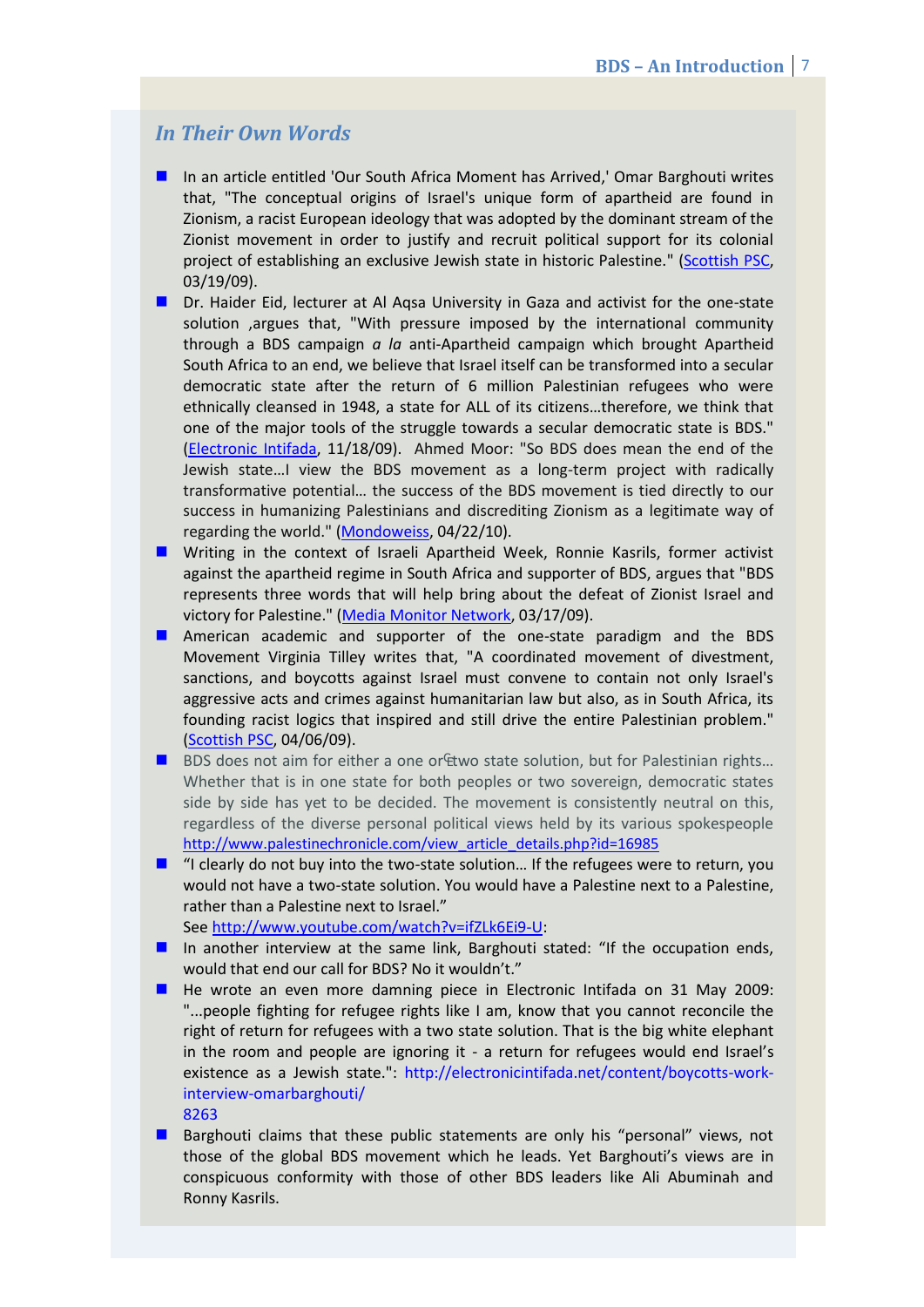## *In Their Own Words*

- In an article entitled 'Our South Africa Moment has Arrived,' Omar Barghouti writes that, "The conceptual origins of Israel's unique form of apartheid are found in Zionism, a racist European ideology that was adopted by the dominant stream of the Zionist movement in order to justify and recruit political support for its colonial project of establishing an exclusive Jewish state in historic Palestine." (Scottish PSC, 03/19/09).
- Dr. Haider Eid, lecturer at Al Aqsa University in Gaza and activist for the one-state solution ,argues that, "With pressure imposed by the international community through a BDS campaign *a la* anti-Apartheid campaign which brought Apartheid South Africa to an end, we believe that Israel itself can be transformed into a secular democratic state after the return of 6 million Palestinian refugees who were ethnically cleansed in 1948, a state for ALL of its citizens…therefore, we think that one of the major tools of the struggle towards a secular democratic state is BDS." (Electronic Intifada, 11/18/09). Ahmed Moor: "So BDS does mean the end of the Jewish state…I view the BDS movement as a long-term project with radically transformative potential… the success of the BDS movement is tied directly to our success in humanizing Palestinians and discrediting Zionism as a legitimate way of regarding the world." (Mondoweiss, 04/22/10).
- Writing in the context of Israeli Apartheid Week, Ronnie Kasrils, former activist against the apartheid regime in South Africa and supporter of BDS, argues that "BDS represents three words that will help bring about the defeat of Zionist Israel and victory for Palestine." (Media Monitor Network, 03/17/09).
- American academic and supporter of the one-state paradigm and the BDS Movement Virginia Tilley writes that, "A coordinated movement of divestment, sanctions, and boycotts against Israel must convene to contain not only Israel's aggressive acts and crimes against humanitarian law but also, as in South Africa, its founding racist logics that inspired and still drive the entire Palestinian problem." (Scottish PSC, 04/06/09).
- BDS does not aim for either a one or two state solution, but for Palestinian rights… Whether that is in one state for both peoples or two sovereign, democratic states side by side has yet to be decided. The movement is consistently neutral on this, regardless of the diverse personal political views held by its various spokespeople http://www.palestinechronicle.com/view_article_details.php?id=16985
- "I clearly do not buy into the two-state solution… If the refugees were to return, you would not have a two-state solution. You would have a Palestine next to a Palestine, rather than a Palestine next to Israel."
  See http://www.youtube.com/watch?v=ifZLk6Ei9-U:
- In another interview at the same link, Barghouti stated: "If the occupation ends, would that end our call for BDS? No it wouldn't."
- He wrote an even more damning piece in Electronic Intifada on 31 May 2009: "...people fighting for refugee rights like I am, know that you cannot reconcile the right of return for refugees with a two state solution. That is the big white elephant in the room and people are ignoring it - a return for refugees would end Israel's existence as a Jewish state.": http://electronicintifada.net/content/boycotts-work-interview-omarbarghouti/
  8263
- Barghouti claims that these public statements are only his "personal" views, not those of the global BDS movement which he leads. Yet Barghouti's views are in conspicuous conformity with those of other BDS leaders like Ali Abuminah and Ronny Kasrils.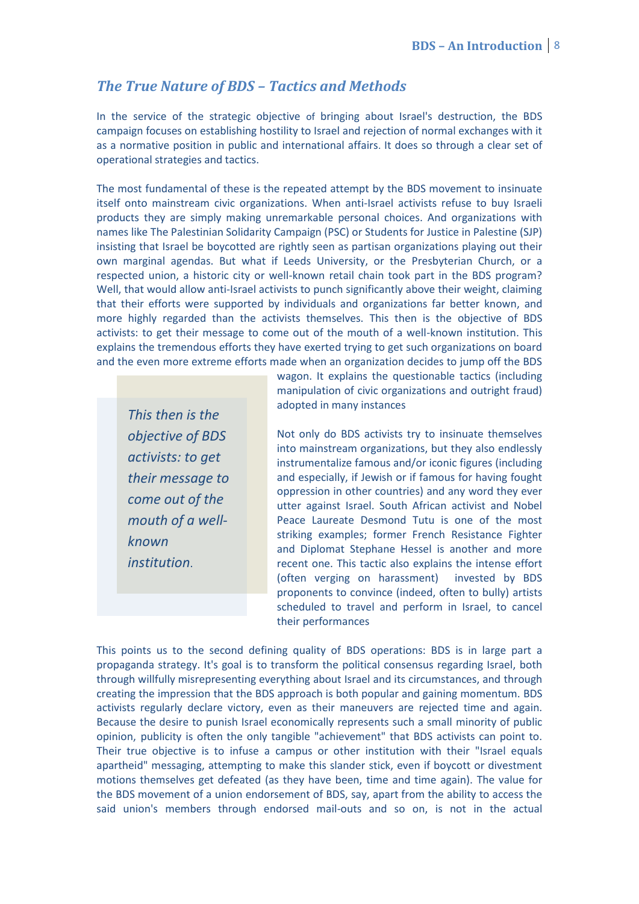## *The True Nature of BDS – Tactics and Methods*

In the service of the strategic objective of bringing about Israel's destruction, the BDS campaign focuses on establishing hostility to Israel and rejection of normal exchanges with it as a normative position in public and international affairs. It does so through a clear set of operational strategies and tactics.

The most fundamental of these is the repeated attempt by the BDS movement to insinuate itself onto mainstream civic organizations. When anti-Israel activists refuse to buy Israeli products they are simply making unremarkable personal choices. And organizations with names like The Palestinian Solidarity Campaign (PSC) or Students for Justice in Palestine (SJP) insisting that Israel be boycotted are rightly seen as partisan organizations playing out their own marginal agendas. But what if Leeds University, or the Presbyterian Church, or a respected union, a historic city or well-known retail chain took part in the BDS program? Well, that would allow anti-Israel activists to punch significantly above their weight, claiming that their efforts were supported by individuals and organizations far better known, and more highly regarded than the activists themselves. This then is the objective of BDS activists: to get their message to come out of the mouth of a well-known institution. This explains the tremendous efforts they have exerted trying to get such organizations on board and the even more extreme efforts made when an organization decides to jump off the BDS wagon. It explains the questionable tactics (including manipulation of civic organizations and outright fraud) adopted in many instances

> *This then is the objective of BDS activists: to get their message to come out of the mouth of a well-known institution.*

Not only do BDS activists try to insinuate themselves into mainstream organizations, but they also endlessly instrumentalize famous and/or iconic figures (including and especially, if Jewish or if famous for having fought oppression in other countries) and any word they ever utter against Israel. South African activist and Nobel Peace Laureate Desmond Tutu is one of the most striking examples; former French Resistance Fighter and Diplomat Stephane Hessel is another and more recent one. This tactic also explains the intense effort (often verging on harassment) invested by BDS proponents to convince (indeed, often to bully) artists scheduled to travel and perform in Israel, to cancel their performances

This points us to the second defining quality of BDS operations: BDS is in large part a propaganda strategy. It's goal is to transform the political consensus regarding Israel, both through willfully misrepresenting everything about Israel and its circumstances, and through creating the impression that the BDS approach is both popular and gaining momentum. BDS activists regularly declare victory, even as their maneuvers are rejected time and again. Because the desire to punish Israel economically represents such a small minority of public opinion, publicity is often the only tangible "achievement" that BDS activists can point to. Their true objective is to infuse a campus or other institution with their "Israel equals apartheid" messaging, attempting to make this slander stick, even if boycott or divestment motions themselves get defeated (as they have been, time and time again). The value for the BDS movement of a union endorsement of BDS, say, apart from the ability to access the said union's members through endorsed mail-outs and so on, is not in the actual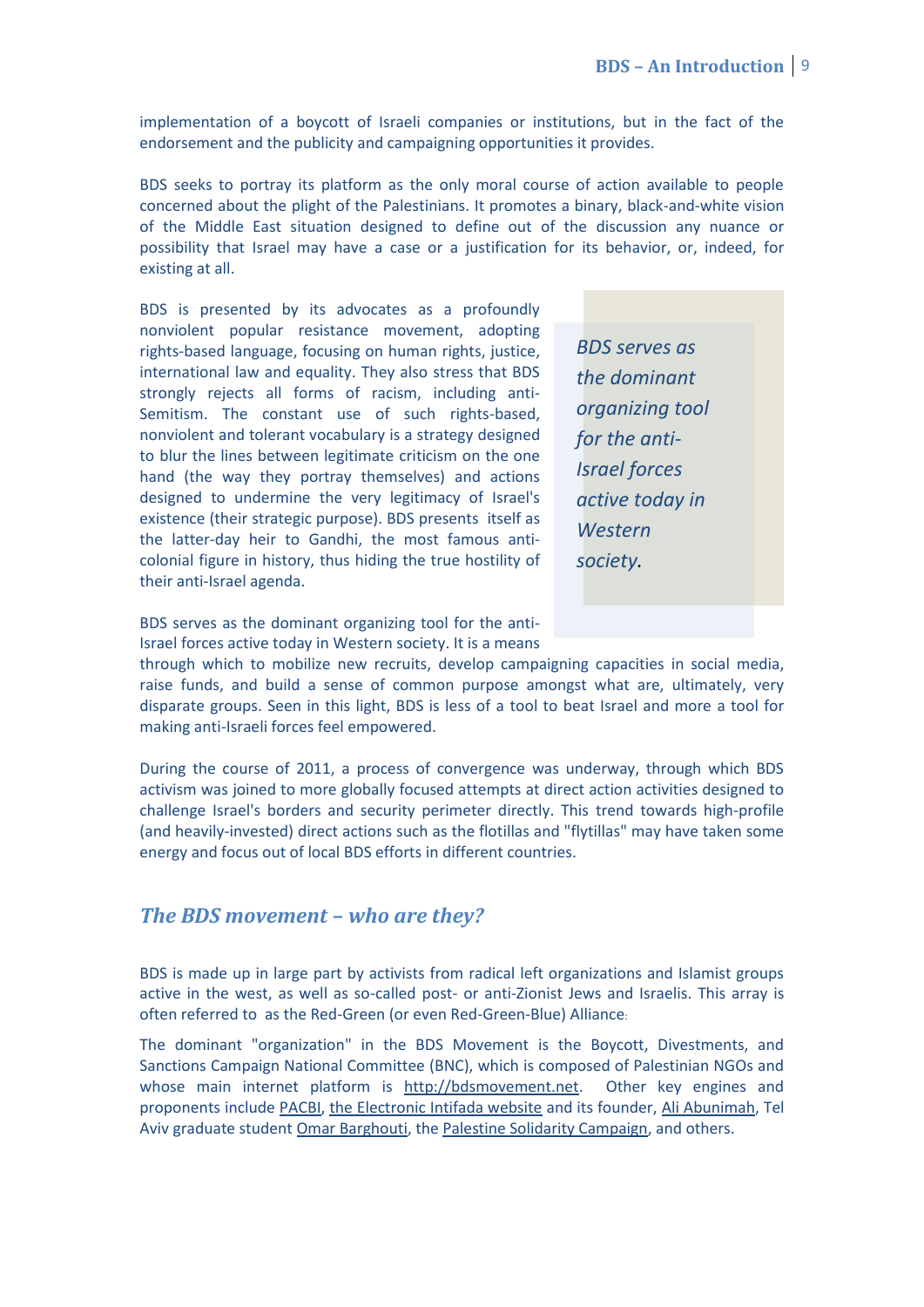implementation of a boycott of Israeli companies or institutions, but in the fact of the endorsement and the publicity and campaigning opportunities it provides.

BDS seeks to portray its platform as the only moral course of action available to people concerned about the plight of the Palestinians. It promotes a binary, black-and-white vision of the Middle East situation designed to define out of the discussion any nuance or possibility that Israel may have a case or a justification for its behavior, or, indeed, for existing at all.

BDS is presented by its advocates as a profoundly nonviolent popular resistance movement, adopting rights-based language, focusing on human rights, justice, international law and equality. They also stress that BDS strongly rejects all forms of racism, including anti-Semitism. The constant use of such rights-based, nonviolent and tolerant vocabulary is a strategy designed to blur the lines between legitimate criticism on the one hand (the way they portray themselves) and actions designed to undermine the very legitimacy of Israel's existence (their strategic purpose). BDS presents itself as the latter-day heir to Gandhi, the most famous anti-colonial figure in history, thus hiding the true hostility of their anti-Israel agenda.

> *BDS serves as the dominant organizing tool for the anti-Israel forces active today in Western society.*

BDS serves as the dominant organizing tool for the anti-Israel forces active today in Western society. It is a means through which to mobilize new recruits, develop campaigning capacities in social media, raise funds, and build a sense of common purpose amongst what are, ultimately, very disparate groups. Seen in this light, BDS is less of a tool to beat Israel and more a tool for making anti-Israeli forces feel empowered.

During the course of 2011, a process of convergence was underway, through which BDS activism was joined to more globally focused attempts at direct action activities designed to challenge Israel's borders and security perimeter directly. This trend towards high-profile (and heavily-invested) direct actions such as the flotillas and "flytillas" may have taken some energy and focus out of local BDS efforts in different countries.

## *The BDS movement – who are they?*

BDS is made up in large part by activists from radical left organizations and Islamist groups active in the west, as well as so-called post- or anti-Zionist Jews and Israelis. This array is often referred to as the Red-Green (or even Red-Green-Blue) Alliance.

The dominant "organization" in the BDS Movement is the Boycott, Divestments, and Sanctions Campaign National Committee (BNC), which is composed of Palestinian NGOs and whose main internet platform is http://bdsmovement.net. Other key engines and proponents include PACBI, the Electronic Intifada website and its founder, Ali Abunimah, Tel Aviv graduate student Omar Barghouti, the Palestine Solidarity Campaign, and others.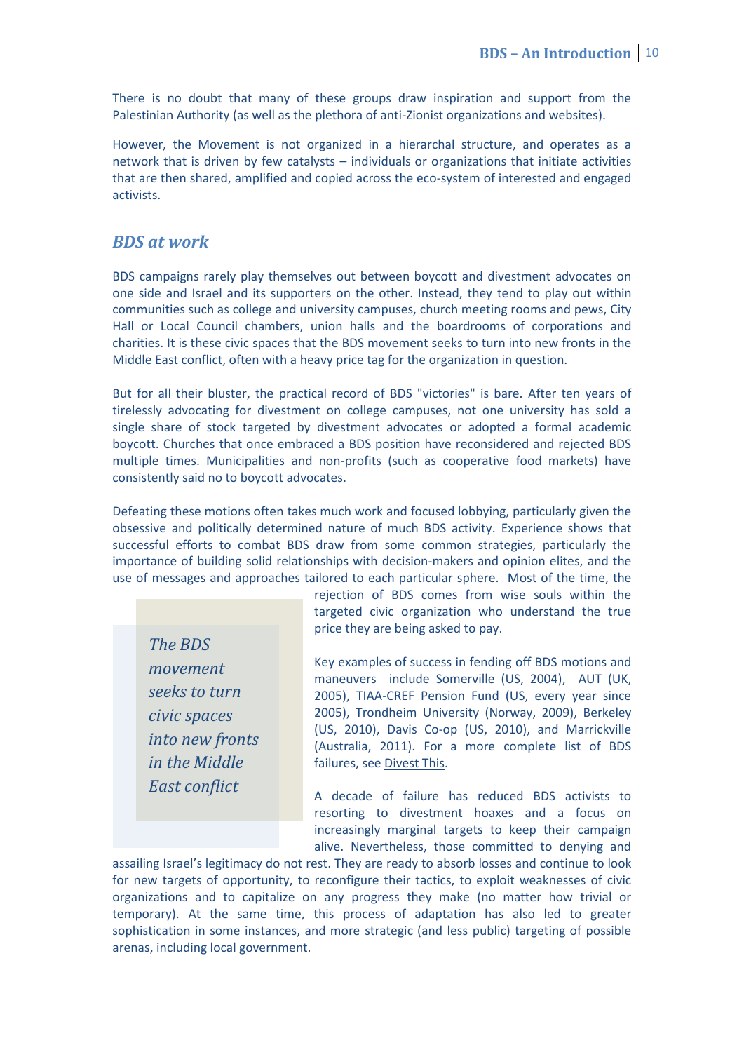There is no doubt that many of these groups draw inspiration and support from the Palestinian Authority (as well as the plethora of anti-Zionist organizations and websites).

However, the Movement is not organized in a hierarchal structure, and operates as a network that is driven by few catalysts – individuals or organizations that initiate activities that are then shared, amplified and copied across the eco-system of interested and engaged activists.

## *BDS at work*

BDS campaigns rarely play themselves out between boycott and divestment advocates on one side and Israel and its supporters on the other. Instead, they tend to play out within communities such as college and university campuses, church meeting rooms and pews, City Hall or Local Council chambers, union halls and the boardrooms of corporations and charities. It is these civic spaces that the BDS movement seeks to turn into new fronts in the Middle East conflict, often with a heavy price tag for the organization in question.

But for all their bluster, the practical record of BDS "victories" is bare. After ten years of tirelessly advocating for divestment on college campuses, not one university has sold a single share of stock targeted by divestment advocates or adopted a formal academic boycott. Churches that once embraced a BDS position have reconsidered and rejected BDS multiple times. Municipalities and non-profits (such as cooperative food markets) have consistently said no to boycott advocates.

Defeating these motions often takes much work and focused lobbying, particularly given the obsessive and politically determined nature of much BDS activity. Experience shows that successful efforts to combat BDS draw from some common strategies, particularly the importance of building solid relationships with decision-makers and opinion elites, and the use of messages and approaches tailored to each particular sphere. Most of the time, the rejection of BDS comes from wise souls within the targeted civic organization who understand the true price they are being asked to pay.

> *The BDS movement seeks to turn civic spaces into new fronts in the Middle East conflict*

Key examples of success in fending off BDS motions and maneuvers include Somerville (US, 2004), AUT (UK, 2005), TIAA-CREF Pension Fund (US, every year since 2005), Trondheim University (Norway, 2009), Berkeley (US, 2010), Davis Co-op (US, 2010), and Marrickville (Australia, 2011). For a more complete list of BDS failures, see Divest This.

A decade of failure has reduced BDS activists to resorting to divestment hoaxes and a focus on increasingly marginal targets to keep their campaign alive. Nevertheless, those committed to denying and assailing Israel's legitimacy do not rest. They are ready to absorb losses and continue to look for new targets of opportunity, to reconfigure their tactics, to exploit weaknesses of civic organizations and to capitalize on any progress they make (no matter how trivial or temporary). At the same time, this process of adaptation has also led to greater sophistication in some instances, and more strategic (and less public) targeting of possible arenas, including local government.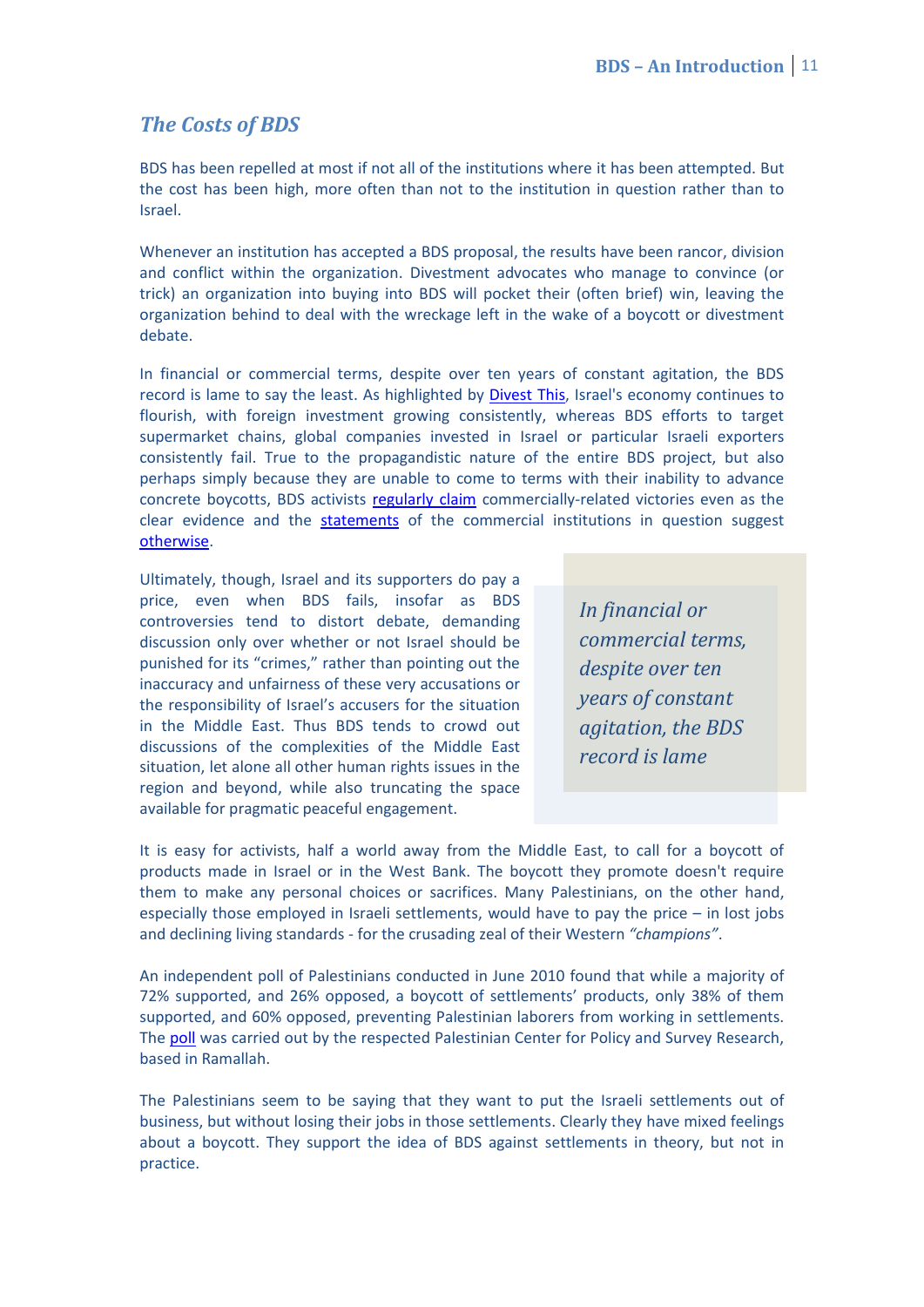## *The Costs of BDS*

BDS has been repelled at most if not all of the institutions where it has been attempted. But the cost has been high, more often than not to the institution in question rather than to Israel.

Whenever an institution has accepted a BDS proposal, the results have been rancor, division and conflict within the organization. Divestment advocates who manage to convince (or trick) an organization into buying into BDS will pocket their (often brief) win, leaving the organization behind to deal with the wreckage left in the wake of a boycott or divestment debate.

In financial or commercial terms, despite over ten years of constant agitation, the BDS record is lame to say the least. As highlighted by Divest This, Israel's economy continues to flourish, with foreign investment growing consistently, whereas BDS efforts to target supermarket chains, global companies invested in Israel or particular Israeli exporters consistently fail. True to the propagandistic nature of the entire BDS project, but also perhaps simply because they are unable to come to terms with their inability to advance concrete boycotts, BDS activists regularly claim commercially-related victories even as the clear evidence and the statements of the commercial institutions in question suggest otherwise.

Ultimately, though, Israel and its supporters do pay a price, even when BDS fails, insofar as BDS controversies tend to distort debate, demanding discussion only over whether or not Israel should be punished for its "crimes," rather than pointing out the inaccuracy and unfairness of these very accusations or the responsibility of Israel's accusers for the situation in the Middle East. Thus BDS tends to crowd out discussions of the complexities of the Middle East situation, let alone all other human rights issues in the region and beyond, while also truncating the space available for pragmatic peaceful engagement.

> *In financial or commercial terms, despite over ten years of constant agitation, the BDS record is lame*

It is easy for activists, half a world away from the Middle East, to call for a boycott of products made in Israel or in the West Bank. The boycott they promote doesn't require them to make any personal choices or sacrifices. Many Palestinians, on the other hand, especially those employed in Israeli settlements, would have to pay the price – in lost jobs and declining living standards - for the crusading zeal of their Western *"champions"*.

An independent poll of Palestinians conducted in June 2010 found that while a majority of 72% supported, and 26% opposed, a boycott of settlements' products, only 38% of them supported, and 60% opposed, preventing Palestinian laborers from working in settlements. The poll was carried out by the respected Palestinian Center for Policy and Survey Research, based in Ramallah.

The Palestinians seem to be saying that they want to put the Israeli settlements out of business, but without losing their jobs in those settlements. Clearly they have mixed feelings about a boycott. They support the idea of BDS against settlements in theory, but not in practice.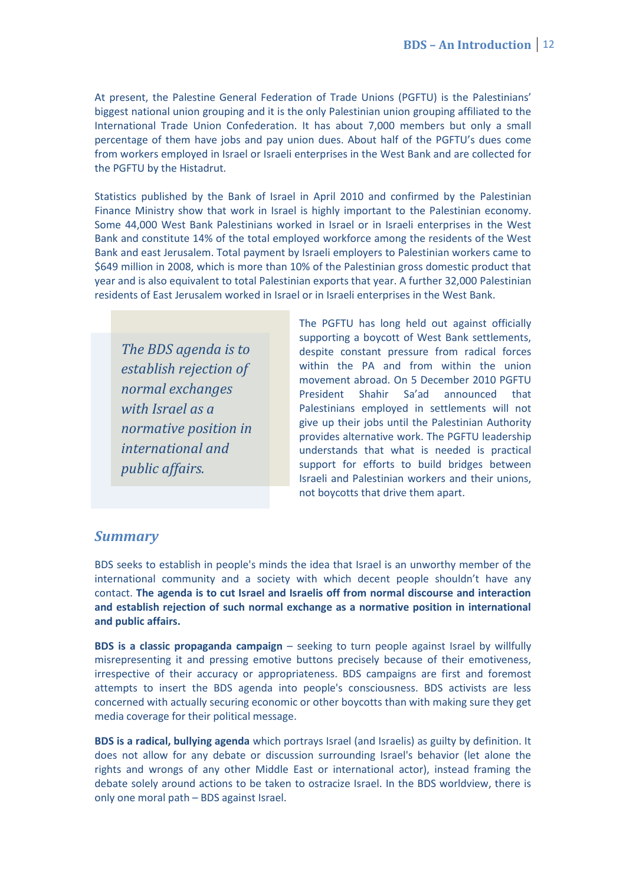At present, the Palestine General Federation of Trade Unions (PGFTU) is the Palestinians' biggest national union grouping and it is the only Palestinian union grouping affiliated to the International Trade Union Confederation. It has about 7,000 members but only a small percentage of them have jobs and pay union dues. About half of the PGFTU's dues come from workers employed in Israel or Israeli enterprises in the West Bank and are collected for the PGFTU by the Histadrut.

Statistics published by the Bank of Israel in April 2010 and confirmed by the Palestinian Finance Ministry show that work in Israel is highly important to the Palestinian economy. Some 44,000 West Bank Palestinians worked in Israel or in Israeli enterprises in the West Bank and constitute 14% of the total employed workforce among the residents of the West Bank and east Jerusalem. Total payment by Israeli employers to Palestinian workers came to $649 million in 2008, which is more than 10% of the Palestinian gross domestic product that year and is also equivalent to total Palestinian exports that year. A further 32,000 Palestinian residents of East Jerusalem worked in Israel or in Israeli enterprises in the West Bank.

> *The BDS agenda is to establish rejection of normal exchanges with Israel as a normative position in international and public affairs.*

The PGFTU has long held out against officially supporting a boycott of West Bank settlements, despite constant pressure from radical forces within the PA and from within the union movement abroad. On 5 December 2010 PGFTU President Shahir Sa'ad announced that Palestinians employed in settlements will not give up their jobs until the Palestinian Authority provides alternative work. The PGFTU leadership understands that what is needed is practical support for efforts to build bridges between Israeli and Palestinian workers and their unions, not boycotts that drive them apart.

## *Summary*

BDS seeks to establish in people's minds the idea that Israel is an unworthy member of the international community and a society with which decent people shouldn't have any contact. **The agenda is to cut Israel and Israelis off from normal discourse and interaction and establish rejection of such normal exchange as a normative position in international and public affairs.**

**BDS is a classic propaganda campaign** – seeking to turn people against Israel by willfully misrepresenting it and pressing emotive buttons precisely because of their emotiveness, irrespective of their accuracy or appropriateness. BDS campaigns are first and foremost attempts to insert the BDS agenda into people's consciousness. BDS activists are less concerned with actually securing economic or other boycotts than with making sure they get media coverage for their political message.

**BDS is a radical, bullying agenda** which portrays Israel (and Israelis) as guilty by definition. It does not allow for any debate or discussion surrounding Israel's behavior (let alone the rights and wrongs of any other Middle East or international actor), instead framing the debate solely around actions to be taken to ostracize Israel. In the BDS worldview, there is only one moral path – BDS against Israel.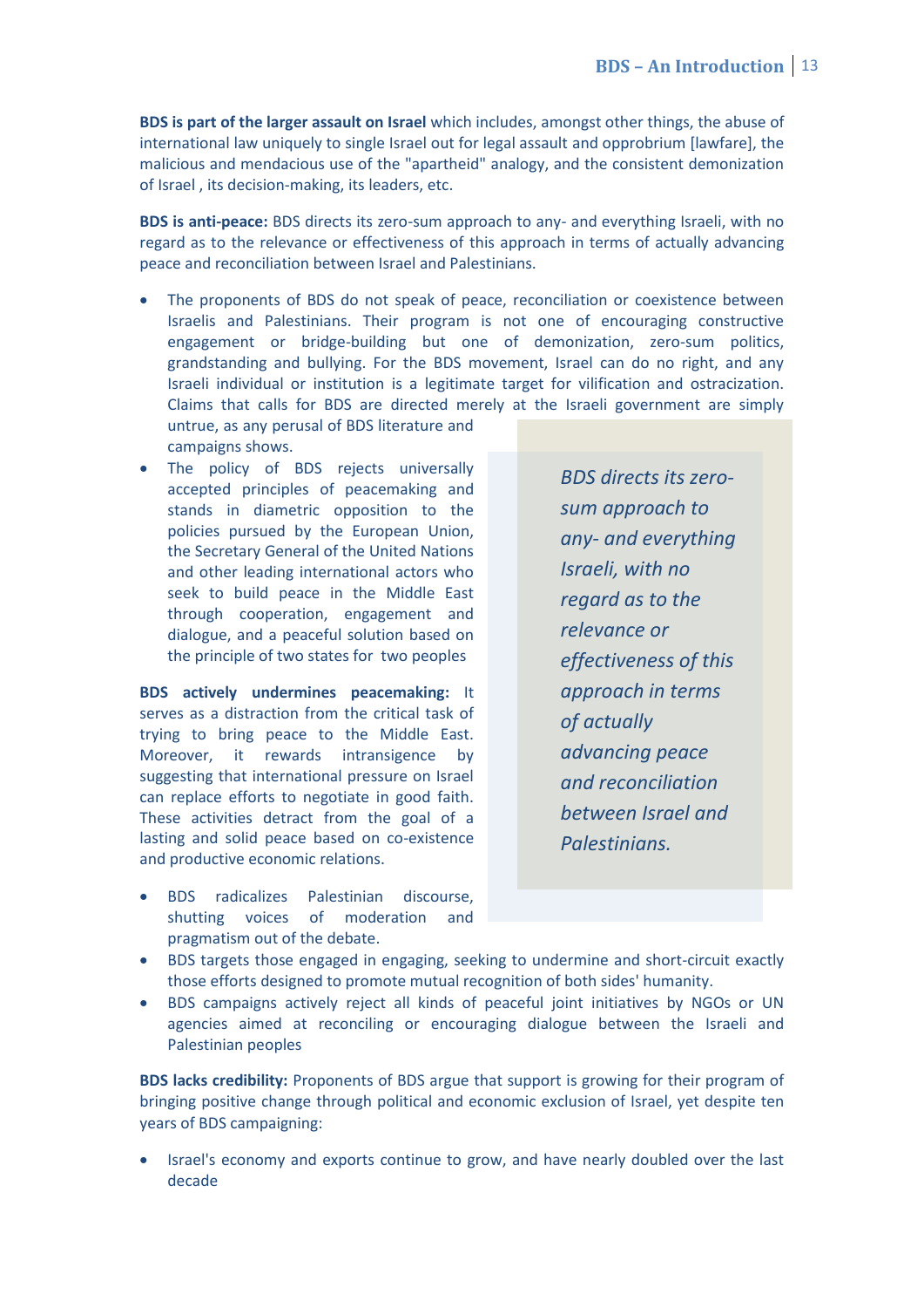**BDS is part of the larger assault on Israel** which includes, amongst other things, the abuse of international law uniquely to single Israel out for legal assault and opprobrium [lawfare], the malicious and mendacious use of the "apartheid" analogy, and the consistent demonization of Israel , its decision-making, its leaders, etc.

**BDS is anti-peace:** BDS directs its zero-sum approach to any- and everything Israeli, with no regard as to the relevance or effectiveness of this approach in terms of actually advancing peace and reconciliation between Israel and Palestinians.

- The proponents of BDS do not speak of peace, reconciliation or coexistence between Israelis and Palestinians. Their program is not one of encouraging constructive engagement or bridge-building but one of demonization, zero-sum politics, grandstanding and bullying. For the BDS movement, Israel can do no right, and any Israeli individual or institution is a legitimate target for vilification and ostracization. Claims that calls for BDS are directed merely at the Israeli government are simply untrue, as any perusal of BDS literature and campaigns shows.
- The policy of BDS rejects universally accepted principles of peacemaking and stands in diametric opposition to the policies pursued by the European Union, the Secretary General of the United Nations and other leading international actors who seek to build peace in the Middle East through cooperation, engagement and dialogue, and a peaceful solution based on the principle of two states for two peoples

> *BDS directs its zero-sum approach to any- and everything Israeli, with no regard as to the relevance or effectiveness of this approach in terms of actually advancing peace and reconciliation between Israel and Palestinians.*

**BDS actively undermines peacemaking:** It serves as a distraction from the critical task of trying to bring peace to the Middle East. Moreover, it rewards intransigence by suggesting that international pressure on Israel can replace efforts to negotiate in good faith. These activities detract from the goal of a lasting and solid peace based on co-existence and productive economic relations.

- BDS radicalizes Palestinian discourse, shutting voices of moderation and pragmatism out of the debate.
- BDS targets those engaged in engaging, seeking to undermine and short-circuit exactly those efforts designed to promote mutual recognition of both sides' humanity.
- BDS campaigns actively reject all kinds of peaceful joint initiatives by NGOs or UN agencies aimed at reconciling or encouraging dialogue between the Israeli and Palestinian peoples

**BDS lacks credibility:** Proponents of BDS argue that support is growing for their program of bringing positive change through political and economic exclusion of Israel, yet despite ten years of BDS campaigning:

- Israel's economy and exports continue to grow, and have nearly doubled over the last decade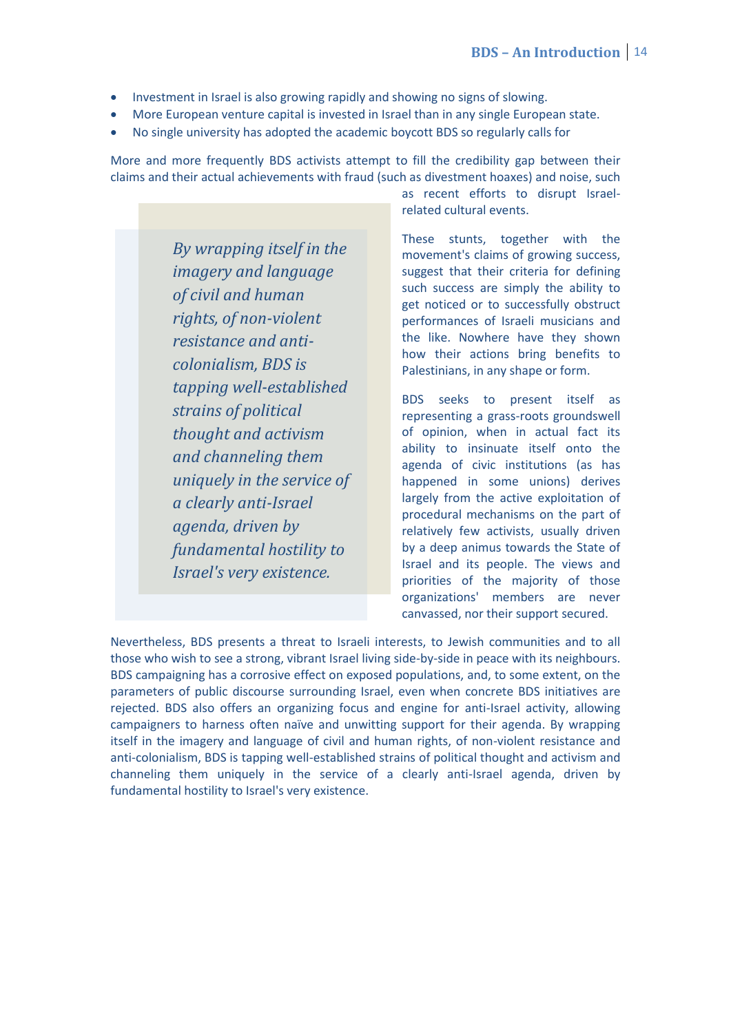- Investment in Israel is also growing rapidly and showing no signs of slowing.
- More European venture capital is invested in Israel than in any single European state.
- No single university has adopted the academic boycott BDS so regularly calls for

More and more frequently BDS activists attempt to fill the credibility gap between their claims and their actual achievements with fraud (such as divestment hoaxes) and noise, such as recent efforts to disrupt Israel-related cultural events.

> *By wrapping itself in the imagery and language of civil and human rights, of non-violent resistance and anti-colonialism, BDS is tapping well-established strains of political thought and activism and channeling them uniquely in the service of a clearly anti-Israel agenda, driven by fundamental hostility to Israel's very existence.*

These stunts, together with the movement's claims of growing success, suggest that their criteria for defining such success are simply the ability to get noticed or to successfully obstruct performances of Israeli musicians and the like. Nowhere have they shown how their actions bring benefits to Palestinians, in any shape or form.

BDS seeks to present itself as representing a grass-roots groundswell of opinion, when in actual fact its ability to insinuate itself onto the agenda of civic institutions (as has happened in some unions) derives largely from the active exploitation of procedural mechanisms on the part of relatively few activists, usually driven by a deep animus towards the State of Israel and its people. The views and priorities of the majority of those organizations' members are never canvassed, nor their support secured.

Nevertheless, BDS presents a threat to Israeli interests, to Jewish communities and to all those who wish to see a strong, vibrant Israel living side-by-side in peace with its neighbours. BDS campaigning has a corrosive effect on exposed populations, and, to some extent, on the parameters of public discourse surrounding Israel, even when concrete BDS initiatives are rejected. BDS also offers an organizing focus and engine for anti-Israel activity, allowing campaigners to harness often naïve and unwitting support for their agenda. By wrapping itself in the imagery and language of civil and human rights, of non-violent resistance and anti-colonialism, BDS is tapping well-established strains of political thought and activism and channeling them uniquely in the service of a clearly anti-Israel agenda, driven by fundamental hostility to Israel's very existence.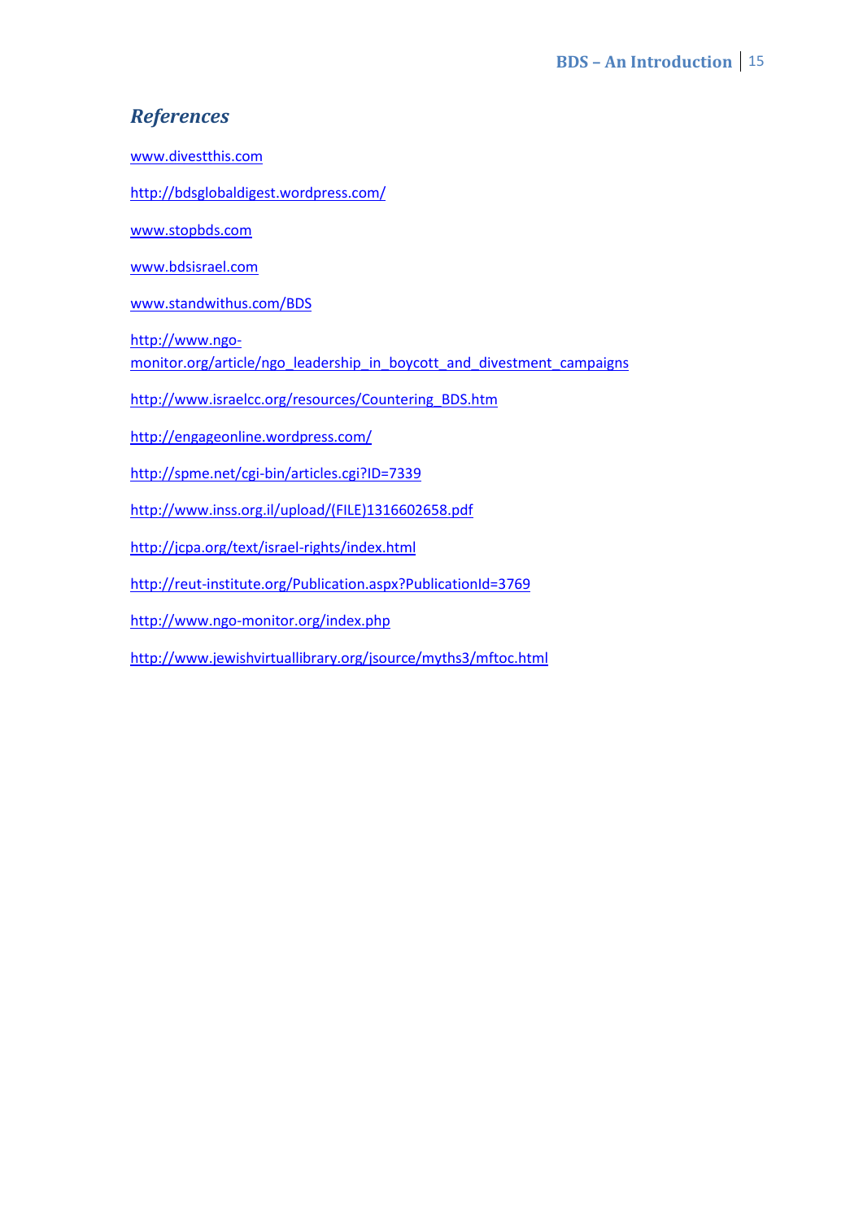## *References*

www.divestthis.com

http://bdsglobaldigest.wordpress.com/

www.stopbds.com

www.bdsisrael.com

www.standwithus.com/BDS

http://www.ngo-monitor.org/article/ngo_leadership_in_boycott_and_divestment_campaigns

http://www.israelcc.org/resources/Countering_BDS.htm

http://engageonline.wordpress.com/

http://spme.net/cgi-bin/articles.cgi?ID=7339

http://www.inss.org.il/upload/(FILE)1316602658.pdf

http://jcpa.org/text/israel-rights/index.html

http://reut-institute.org/Publication.aspx?PublicationId=3769

http://www.ngo-monitor.org/index.php

http://www.jewishvirtuallibrary.org/jsource/myths3/mftoc.html